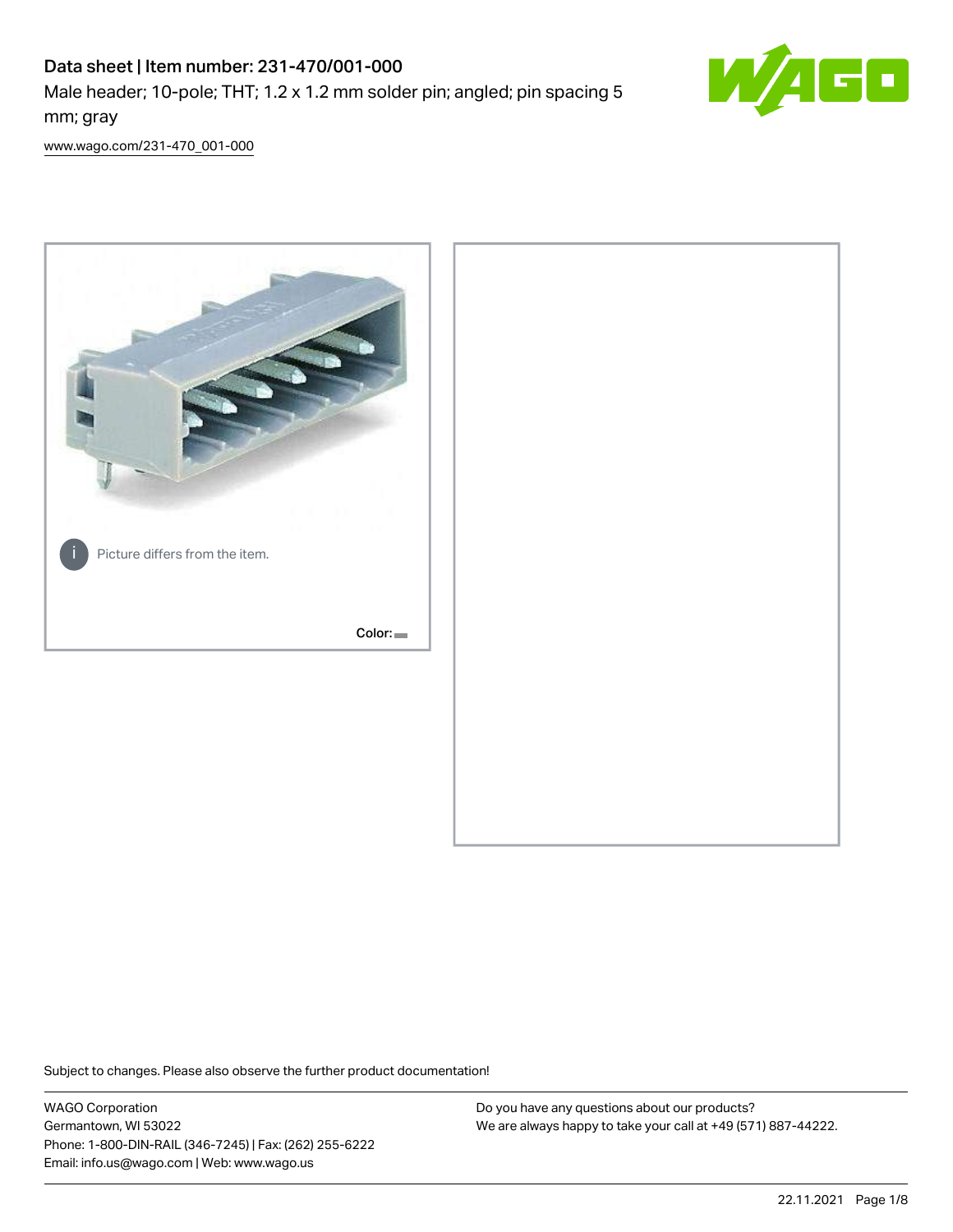# Data sheet | Item number: 231-470/001-000

Male header; 10-pole; THT; 1.2 x 1.2 mm solder pin; angled; pin spacing 5 mm; gray

[www.wago.com/231-470_001-000](www.wago.com/231-470_001-000)

Picture differs from the item.

Color:

Subject to changes. Please also observe the further product documentation!

WAGO Corporation
Germantown, WI 53022
Phone: 1-800-DIN-RAIL (346-7245) | Fax: (262) 255-6222
Email: info.us@wago.com | Web: www.wago.us

Do you have any questions about our products?
We are always happy to take your call at +49 (571) 887-44222.

22.11.2021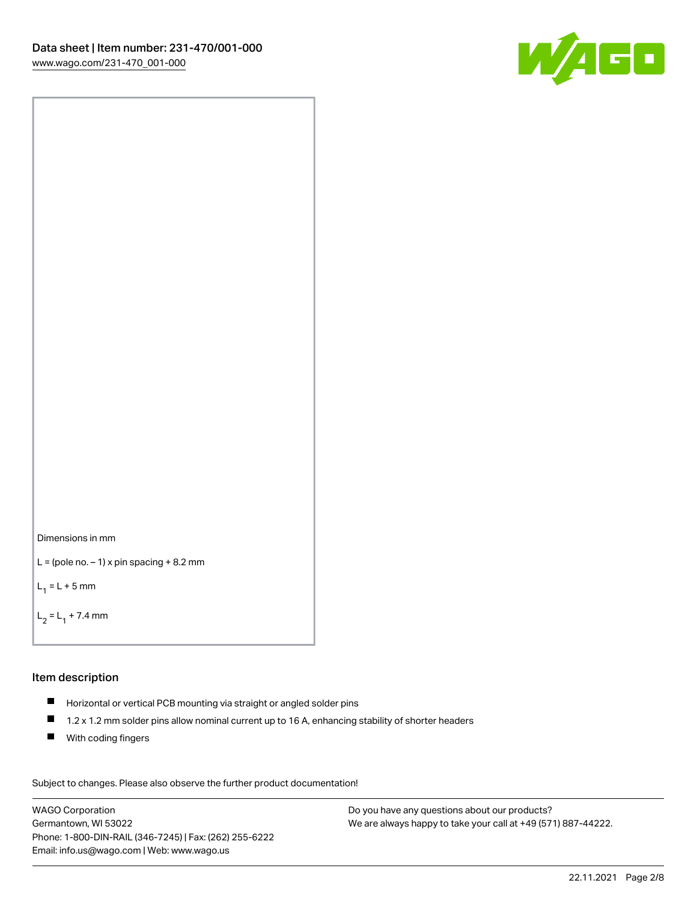Dimensions in mm

L = (pole no. – 1) x pin spacing + 8.2 mm

$L_1$ = L + 5 mm

$L_2$ = $L_1$ + 7.4 mm

## Item description

- Horizontal or vertical PCB mounting via straight or angled solder pins
- 1.2 x 1.2 mm solder pins allow nominal current up to 16 A, enhancing stability of shorter headers
- With coding fingers

Subject to changes. Please also observe the further product documentation!

WAGO Corporation
Germantown, WI 53022
Phone: 1-800-DIN-RAIL (346-7245) | Fax: (262) 255-6222
Email: info.us@wago.com | Web: www.wago.us

Do you have any questions about our products?
We are always happy to take your call at +49 (571) 887-44222.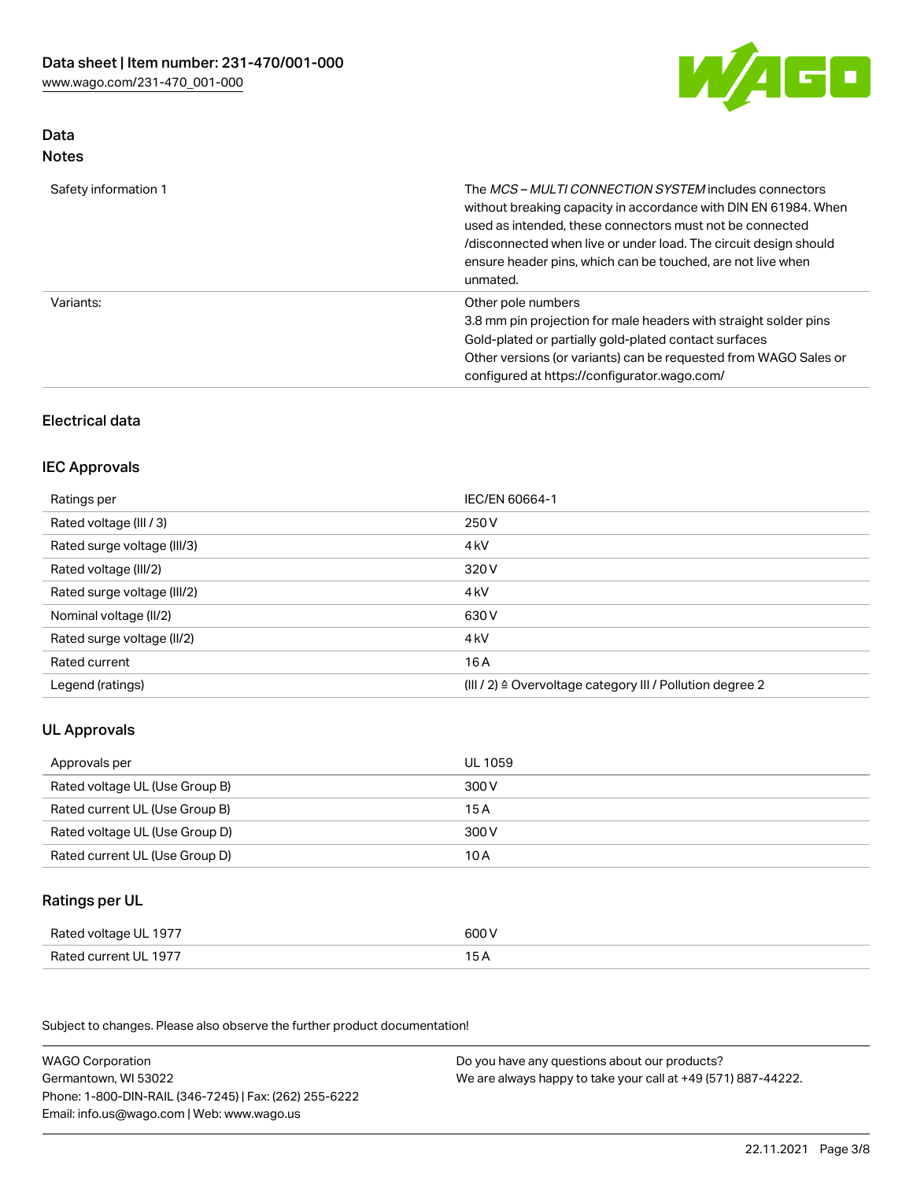## Data

### Notes

| | |
|---|---|
| Safety information 1 | The *MCS – MULTI CONNECTION SYSTEM* includes connectors without breaking capacity in accordance with DIN EN 61984. When used as intended, these connectors must not be connected /disconnected when live or under load. The circuit design should ensure header pins, which can be touched, are not live when unmated. |
| Variants: | Other pole numbers<br>3.8 mm pin projection for male headers with straight solder pins<br>Gold-plated or partially gold-plated contact surfaces<br>Other versions (or variants) can be requested from WAGO Sales or configured at https://configurator.wago.com/ |

## Electrical data

### IEC Approvals

| | |
|---|---|
| Ratings per | IEC/EN 60664-1 |
| Rated voltage (III / 3) | 250 V |
| Rated surge voltage (III/3) | 4 kV |
| Rated voltage (III/2) | 320 V |
| Rated surge voltage (III/2) | 4 kV |
| Nominal voltage (II/2) | 630 V |
| Rated surge voltage (II/2) | 4 kV |
| Rated current | 16 A |
| Legend (ratings) | (III / 2) ≙ Overvoltage category III / Pollution degree 2 |

### UL Approvals

| | |
|---|---|
| Approvals per | UL 1059 |
| Rated voltage UL (Use Group B) | 300 V |
| Rated current UL (Use Group B) | 15 A |
| Rated voltage UL (Use Group D) | 300 V |
| Rated current UL (Use Group D) | 10 A |

### Ratings per UL

| | |
|---|---|
| Rated voltage UL 1977 | 600 V |
| Rated current UL 1977 | 15 A |

Subject to changes. Please also observe the further product documentation!

WAGO Corporation
Germantown, WI 53022
Phone: 1-800-DIN-RAIL (346-7245) | Fax: (262) 255-6222
Email: info.us@wago.com | Web: www.wago.us

Do you have any questions about our products?
We are always happy to take your call at +49 (571) 887-44222.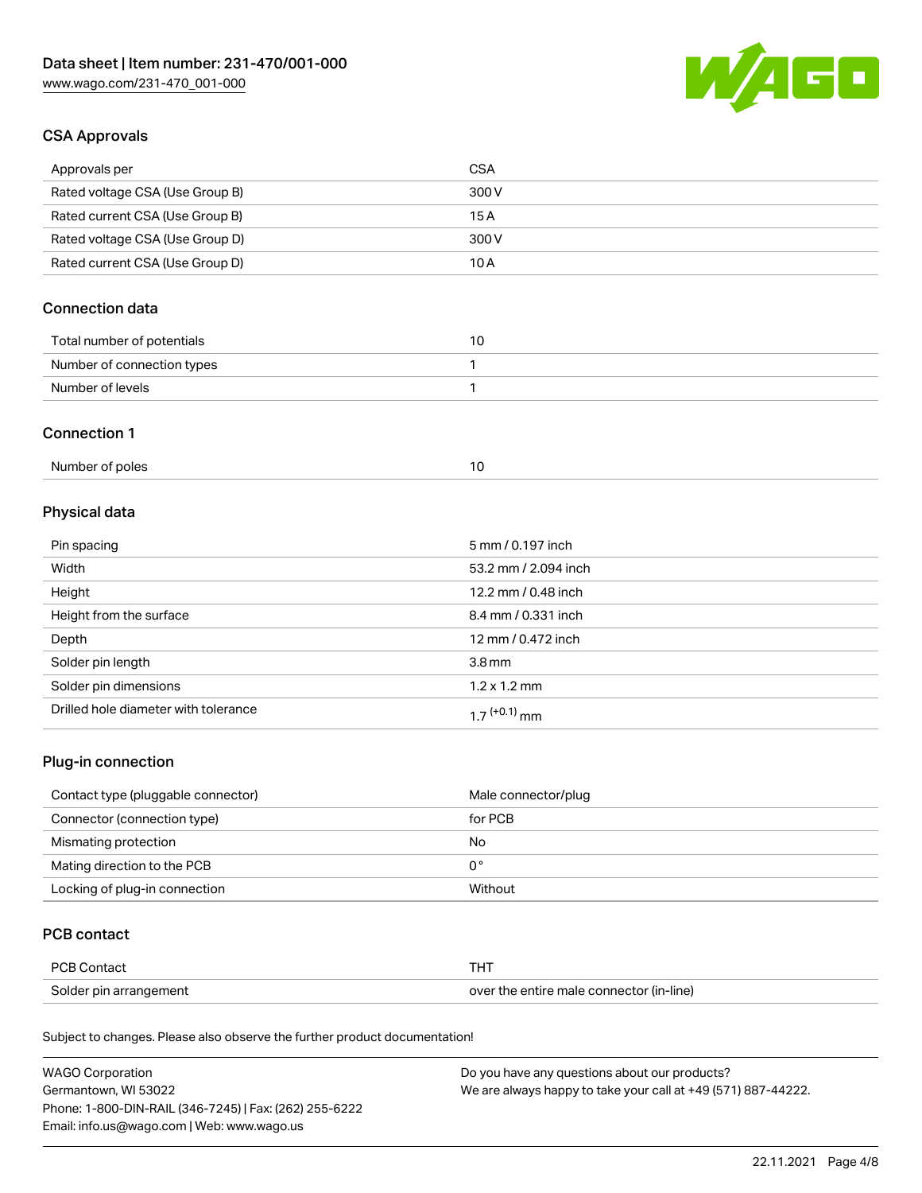## CSA Approvals

| Approvals per | CSA |
|---|---|
| Rated voltage CSA (Use Group B) | 300 V |
| Rated current CSA (Use Group B) | 15 A |
| Rated voltage CSA (Use Group D) | 300 V |
| Rated current CSA (Use Group D) | 10 A |

## Connection data

| Total number of potentials | 10 |
|---|---|
| Number of connection types | 1 |
| Number of levels | 1 |

## Connection 1

| Number of poles | 10 |
|---|---|

## Physical data

| Pin spacing | 5 mm / 0.197 inch |
|---|---|
| Width | 53.2 mm / 2.094 inch |
| Height | 12.2 mm / 0.48 inch |
| Height from the surface | 8.4 mm / 0.331 inch |
| Depth | 12 mm / 0.472 inch |
| Solder pin length | 3.8 mm |
| Solder pin dimensions | 1.2 x 1.2 mm |
| Drilled hole diameter with tolerance | $1.7^{(+0.1)}$ mm |

## Plug-in connection

| Contact type (pluggable connector) | Male connector/plug |
|---|---|
| Connector (connection type) | for PCB |
| Mismating protection | No |
| Mating direction to the PCB | 0 ° |
| Locking of plug-in connection | Without |

## PCB contact

| PCB Contact | THT |
|---|---|
| Solder pin arrangement | over the entire male connector (in-line) |

Subject to changes. Please also observe the further product documentation!

WAGO Corporation
Germantown, WI 53022
Phone: 1-800-DIN-RAIL (346-7245) | Fax: (262) 255-6222
Email: info.us@wago.com | Web: www.wago.us

Do you have any questions about our products?
We are always happy to take your call at +49 (571) 887-44222.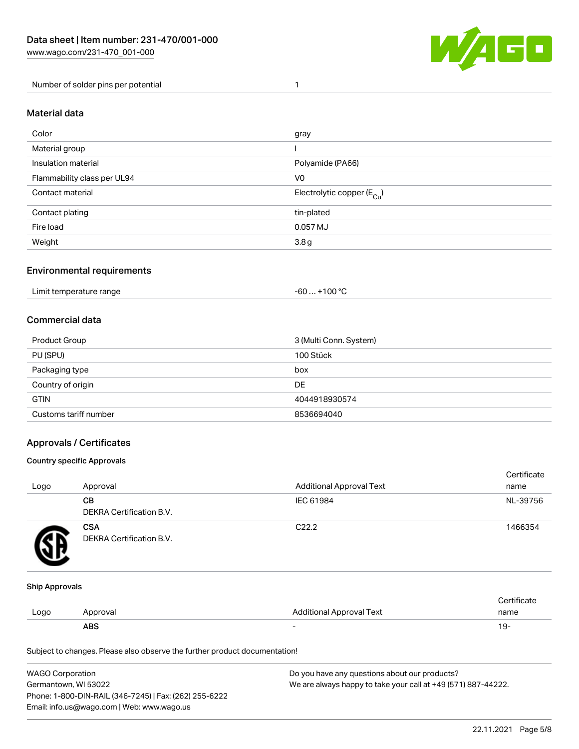| Number of solder pins per potential | 1 |
| --- | --- |

## Material data

| Color | gray |
| --- | --- |
| Material group | I |
| Insulation material | Polyamide (PA66) |
| Flammability class per UL94 | V0 |
| Contact material | Electrolytic copper ($E_{Cu}$) |
| Contact plating | tin-plated |
| Fire load | 0.057 MJ |
| Weight | 3.8 g |

## Environmental requirements

| Limit temperature range | -60 … +100 °C |
| --- | --- |

## Commercial data

| Product Group | 3 (Multi Conn. System) |
| --- | --- |
| PU (SPU) | 100 Stück |
| Packaging type | box |
| Country of origin | DE |
| GTIN | 4044918930574 |
| Customs tariff number | 8536694040 |

## Approvals / Certificates

### Country specific Approvals

| Logo | Approval | Additional Approval Text | Certificate name |
| --- | --- | --- | --- |
| | **CB** DEKRA Certification B.V. | IEC 61984 | NL-39756 |
| | **CSA** DEKRA Certification B.V. | C22.2 | 1466354 |

### Ship Approvals

| Logo | Approval | Additional Approval Text | Certificate name |
| --- | --- | --- | --- |
| | **ABS** | - | 19- |

Subject to changes. Please also observe the further product documentation!

WAGO Corporation
Germantown, WI 53022
Phone: 1-800-DIN-RAIL (346-7245) | Fax: (262) 255-6222
Email: info.us@wago.com | Web: www.wago.us

Do you have any questions about our products?
We are always happy to take your call at +49 (571) 887-44222.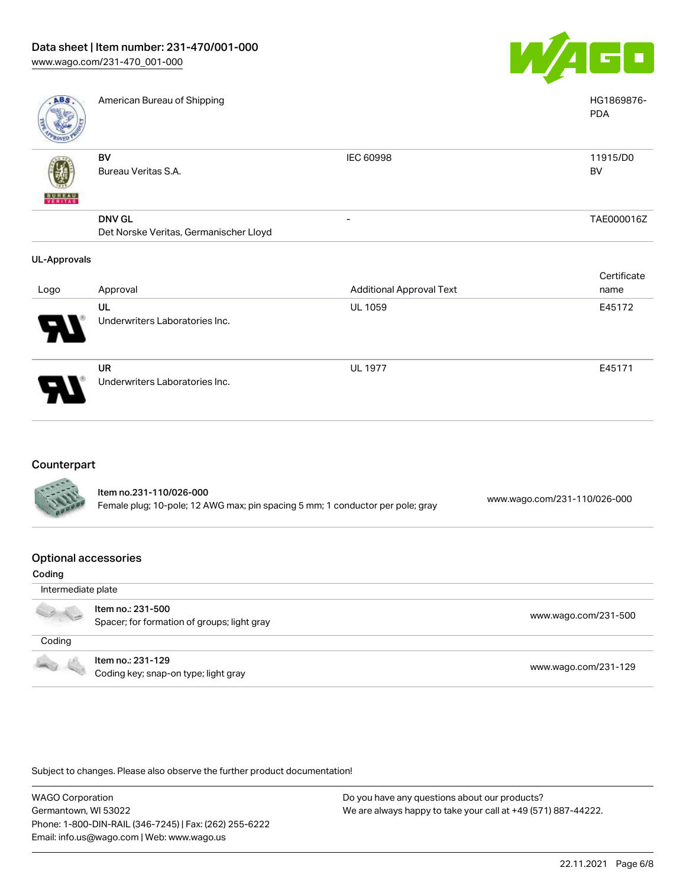| | | | |
|---|---|---|---|
| | American Bureau of Shipping | | HG1869876-PDA |
| | **BV** Bureau Veritas S.A. | IEC 60998 | 11915/D0 BV |
| | **DNV GL** Det Norske Veritas, Germanischer Lloyd | - | TAE000016Z |

**UL-Approvals**

| Logo | Approval | Additional Approval Text | Certificate name |
|---|---|---|---|
| | **UL** Underwriters Laboratories Inc. | UL 1059 | E45172 |
| | **UR** Underwriters Laboratories Inc. | UL 1977 | E45171 |

## Counterpart

| | | |
|---|---|---|
| | **Item no.231-110/026-000** Female plug; 10-pole; 12 AWG max; pin spacing 5 mm; 1 conductor per pole; gray | www.wago.com/231-110/026-000 |

## Optional accessories

**Coding**

| | | |
|---|---|---|
| Intermediate plate | | |
| | **Item no.: 231-500** Spacer; for formation of groups; light gray | www.wago.com/231-500 |
| Coding | | |
| | **Item no.: 231-129** Coding key; snap-on type; light gray | www.wago.com/231-129 |

Subject to changes. Please also observe the further product documentation!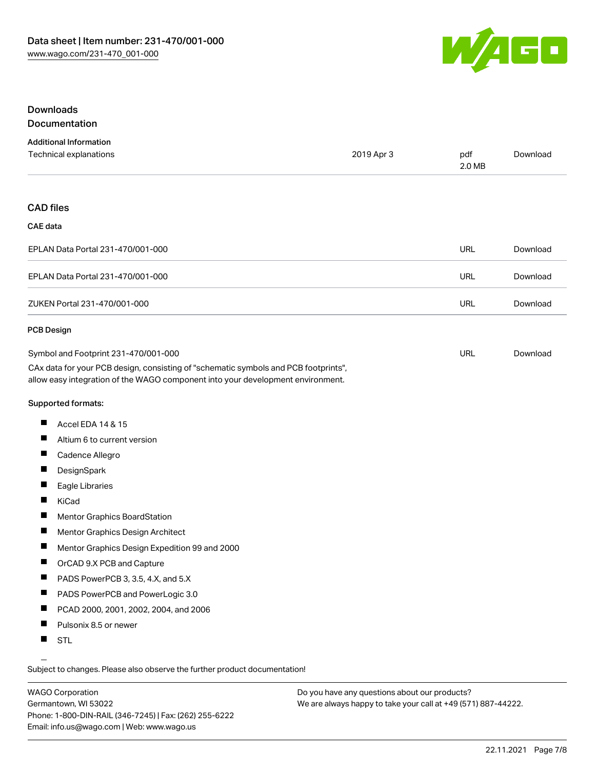## Downloads

### Documentation

#### Additional Information

| | | | |
|---|---|---|---|
| Technical explanations | 2019 Apr 3 | pdf 2.0 MB | Download |

## CAD files

### CAE data

| | | |
|---|---|---|
| EPLAN Data Portal 231-470/001-000 | URL | Download |
| EPLAN Data Portal 231-470/001-000 | URL | Download |
| ZUKEN Portal 231-470/001-000 | URL | Download |

### PCB Design

| | | |
|---|---|---|
| Symbol and Footprint 231-470/001-000 | URL | Download |

CAx data for your PCB design, consisting of "schematic symbols and PCB footprints", allow easy integration of the WAGO component into your development environment.

**Supported formats:**

- Accel EDA 14 & 15
- Altium 6 to current version
- Cadence Allegro
- DesignSpark
- Eagle Libraries
- KiCad
- Mentor Graphics BoardStation
- Mentor Graphics Design Architect
- Mentor Graphics Design Expedition 99 and 2000
- OrCAD 9.X PCB and Capture
- PADS PowerPCB 3, 3.5, 4.X, and 5.X
- PADS PowerPCB and PowerLogic 3.0
- PCAD 2000, 2001, 2002, 2004, and 2006
- Pulsonix 8.5 or newer
- STL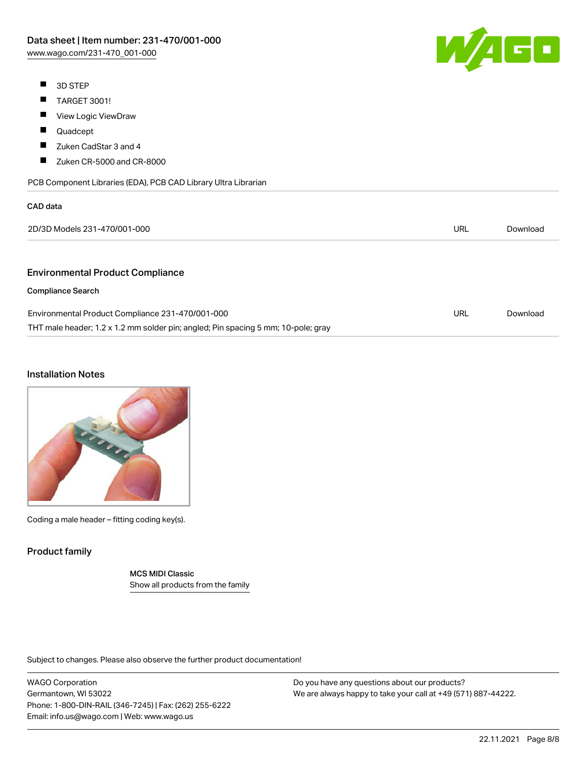- 3D STEP
- TARGET 3001!
- View Logic ViewDraw
- Quadcept
- Zuken CadStar 3 and 4
- Zuken CR-5000 and CR-8000

PCB Component Libraries (EDA), PCB CAD Library Ultra Librarian

**CAD data**

| | | |
|---|---|---|
| 2D/3D Models 231-470/001-000 | URL | Download |

## Environmental Product Compliance

**Compliance Search**

| | | |
|---|---|---|
| Environmental Product Compliance 231-470/001-000<br>THT male header; 1.2 x 1.2 mm solder pin; angled; Pin spacing 5 mm; 10-pole; gray | URL | Download |

## Installation Notes

Coding a male header – fitting coding key(s).

## Product family

MCS MIDI Classic
Show all products from the family

Subject to changes. Please also observe the further product documentation!

WAGO Corporation
Germantown, WI 53022
Phone: 1-800-DIN-RAIL (346-7245) | Fax: (262) 255-6222
Email: info.us@wago.com | Web: www.wago.us

Do you have any questions about our products?
We are always happy to take your call at +49 (571) 887-44222.